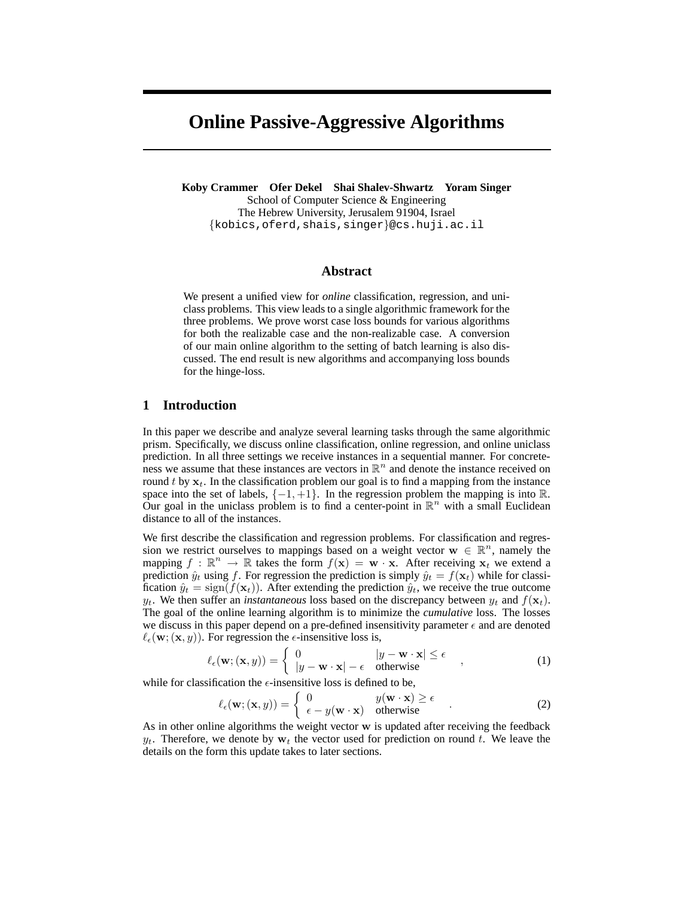# Online Passive-Aggressive Algorithms

**Koby Crammer  Ofer Dekel  Shai Shalev-Shwartz  Yoram Singer**
School of Computer Science & Engineering
The Hebrew University, Jerusalem 91904, Israel
{kobics,oferd,shais,singer}@cs.huji.ac.il

## Abstract

We present a unified view for *online* classification, regression, and uniclass problems. This view leads to a single algorithmic framework for the three problems. We prove worst case loss bounds for various algorithms for both the realizable case and the non-realizable case. A conversion of our main online algorithm to the setting of batch learning is also discussed. The end result is new algorithms and accompanying loss bounds for the hinge-loss.

## 1 Introduction

In this paper we describe and analyze several learning tasks through the same algorithmic prism. Specifically, we discuss online classification, online regression, and online uniclass prediction. In all three settings we receive instances in a sequential manner. For concreteness we assume that these instances are vectors in $\mathbb{R}^n$ and denote the instance received on round $t$ by $\mathbf{x}_t$. In the classification problem our goal is to find a mapping from the instance space into the set of labels, $\{-1, +1\}$. In the regression problem the mapping is into $\mathbb{R}$. Our goal in the uniclass problem is to find a center-point in $\mathbb{R}^n$ with a small Euclidean distance to all of the instances.

We first describe the classification and regression problems. For classification and regression we restrict ourselves to mappings based on a weight vector $\mathbf{w} \in \mathbb{R}^n$, namely the mapping $f : \mathbb{R}^n \to \mathbb{R}$ takes the form $f(\mathbf{x}) = \mathbf{w} \cdot \mathbf{x}$. After receiving $\mathbf{x}_t$ we extend a prediction $\hat{y}_t$ using $f$. For regression the prediction is simply $\hat{y}_t = f(\mathbf{x}_t)$ while for classification $\hat{y}_t = \text{sign}(f(\mathbf{x}_t))$. After extending the prediction $\hat{y}_t$, we receive the true outcome $y_t$. We then suffer an *instantaneous* loss based on the discrepancy between $y_t$ and $f(\mathbf{x}_t)$. The goal of the online learning algorithm is to minimize the *cumulative* loss. The losses we discuss in this paper depend on a pre-defined insensitivity parameter $\epsilon$ and are denoted $\ell_\epsilon(\mathbf{w}; (\mathbf{x}, y))$. For regression the $\epsilon$-insensitive loss is,

$$\ell_\epsilon(\mathbf{w}; (\mathbf{x}, y)) = \begin{cases} 0 & |y - \mathbf{w} \cdot \mathbf{x}| \leq \epsilon \\ |y - \mathbf{w} \cdot \mathbf{x}| - \epsilon & \text{otherwise} \end{cases} , \tag{1}$$

while for classification the $\epsilon$-insensitive loss is defined to be,

$$\ell_\epsilon(\mathbf{w}; (\mathbf{x}, y)) = \begin{cases} 0 & y(\mathbf{w} \cdot \mathbf{x}) \geq \epsilon \\ \epsilon - y(\mathbf{w} \cdot \mathbf{x}) & \text{otherwise} \end{cases} . \tag{2}$$

As in other online algorithms the weight vector $\mathbf{w}$ is updated after receiving the feedback $y_t$. Therefore, we denote by $\mathbf{w}_t$ the vector used for prediction on round $t$. We leave the details on the form this update takes to later sections.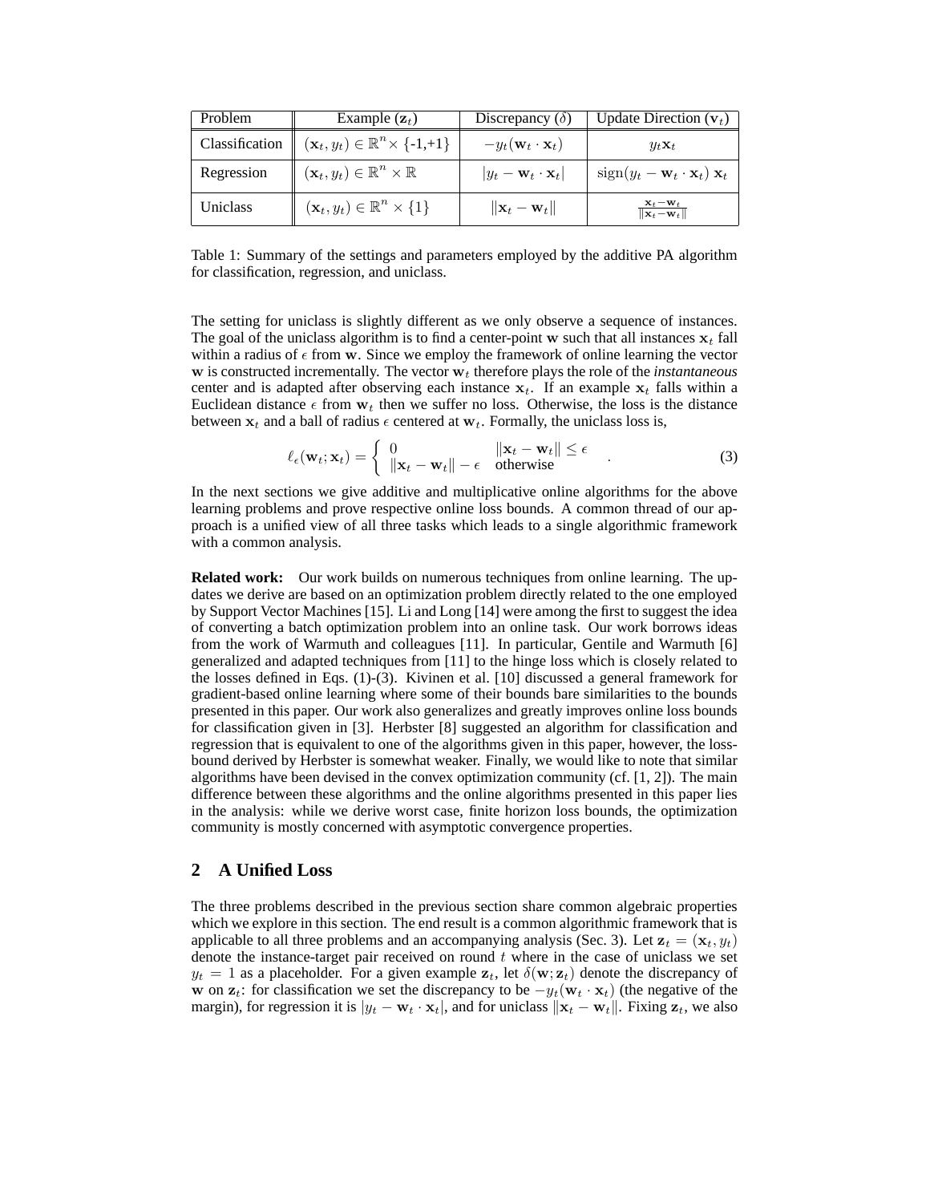| Problem | Example ($\mathbf{z}_t$) | Discrepancy ($\delta$) | Update Direction ($\mathbf{v}_t$) |
|---|---|---|---|
| Classification | $(\mathbf{x}_t, y_t) \in \mathbb{R}^n \times$ {-1,+1} | $-y_t(\mathbf{w}_t \cdot \mathbf{x}_t)$ | $y_t \mathbf{x}_t$ |
| Regression | $(\mathbf{x}_t, y_t) \in \mathbb{R}^n \times \mathbb{R}$ | $\lvert y_t - \mathbf{w}_t \cdot \mathbf{x}_t \rvert$ | $\mathrm{sign}(y_t - \mathbf{w}_t \cdot \mathbf{x}_t)\ \mathbf{x}_t$ |
| Uniclass | $(\mathbf{x}_t, y_t) \in \mathbb{R}^n \times \{1\}$ | $\lVert \mathbf{x}_t - \mathbf{w}_t \rVert$ | $\frac{\mathbf{x}_t - \mathbf{w}_t}{\lVert \mathbf{x}_t - \mathbf{w}_t \rVert}$ |

Table 1: Summary of the settings and parameters employed by the additive PA algorithm for classification, regression, and uniclass.

The setting for uniclass is slightly different as we only observe a sequence of instances. The goal of the uniclass algorithm is to find a center-point $\mathbf{w}$ such that all instances $\mathbf{x}_t$ fall within a radius of $\epsilon$ from $\mathbf{w}$. Since we employ the framework of online learning the vector $\mathbf{w}$ is constructed incrementally. The vector $\mathbf{w}_t$ therefore plays the role of the *instantaneous* center and is adapted after observing each instance $\mathbf{x}_t$. If an example $\mathbf{x}_t$ falls within a Euclidean distance $\epsilon$ from $\mathbf{w}_t$ then we suffer no loss. Otherwise, the loss is the distance between $\mathbf{x}_t$ and a ball of radius $\epsilon$ centered at $\mathbf{w}_t$. Formally, the uniclass loss is,

$$\ell_\epsilon(\mathbf{w}_t; \mathbf{x}_t) = \begin{cases} 0 & \lVert \mathbf{x}_t - \mathbf{w}_t \rVert \le \epsilon \\ \lVert \mathbf{x}_t - \mathbf{w}_t \rVert - \epsilon & \text{otherwise} \end{cases} . \tag{3}$$

In the next sections we give additive and multiplicative online algorithms for the above learning problems and prove respective online loss bounds. A common thread of our approach is a unified view of all three tasks which leads to a single algorithmic framework with a common analysis.

**Related work:** Our work builds on numerous techniques from online learning. The updates we derive are based on an optimization problem directly related to the one employed by Support Vector Machines [15]. Li and Long [14] were among the first to suggest the idea of converting a batch optimization problem into an online task. Our work borrows ideas from the work of Warmuth and colleagues [11]. In particular, Gentile and Warmuth [6] generalized and adapted techniques from [11] to the hinge loss which is closely related to the losses defined in Eqs. (1)-(3). Kivinen et al. [10] discussed a general framework for gradient-based online learning where some of their bounds bare similarities to the bounds presented in this paper. Our work also generalizes and greatly improves online loss bounds for classification given in [3]. Herbster [8] suggested an algorithm for classification and regression that is equivalent to one of the algorithms given in this paper, however, the loss-bound derived by Herbster is somewhat weaker. Finally, we would like to note that similar algorithms have been devised in the convex optimization community (cf. [1, 2]). The main difference between these algorithms and the online algorithms presented in this paper lies in the analysis: while we derive worst case, finite horizon loss bounds, the optimization community is mostly concerned with asymptotic convergence properties.

## 2 A Unified Loss

The three problems described in the previous section share common algebraic properties which we explore in this section. The end result is a common algorithmic framework that is applicable to all three problems and an accompanying analysis (Sec. 3). Let $\mathbf{z}_t = (\mathbf{x}_t, y_t)$ denote the instance-target pair received on round $t$ where in the case of uniclass we set $y_t = 1$ as a placeholder. For a given example $\mathbf{z}_t$, let $\delta(\mathbf{w}; \mathbf{z}_t)$ denote the discrepancy of $\mathbf{w}$ on $\mathbf{z}_t$: for classification we set the discrepancy to be $-y_t(\mathbf{w}_t \cdot \mathbf{x}_t)$ (the negative of the margin), for regression it is $|y_t - \mathbf{w}_t \cdot \mathbf{x}_t|$, and for uniclass $\lVert \mathbf{x}_t - \mathbf{w}_t \rVert$. Fixing $\mathbf{z}_t$, we also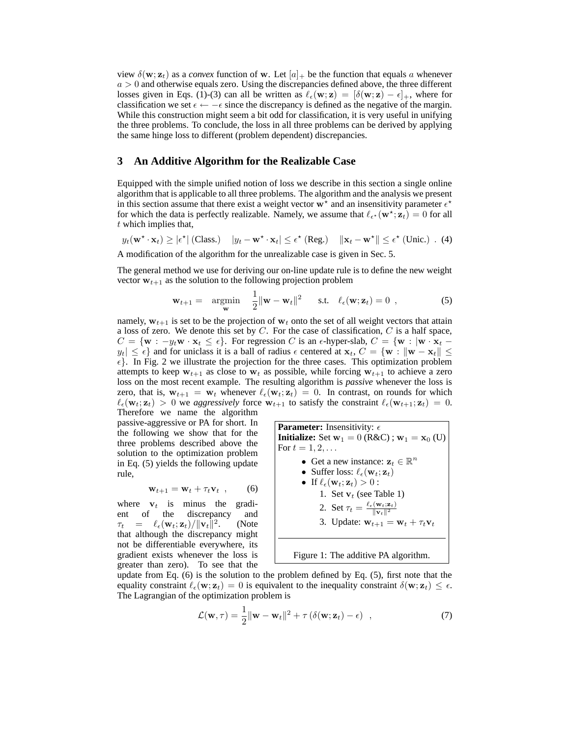view $\delta(\mathbf{w}; \mathbf{z}_t)$ as a *convex* function of $\mathbf{w}$. Let $[a]_+$ be the function that equals $a$ whenever $a > 0$ and otherwise equals zero. Using the discrepancies defined above, the three different losses given in Eqs. (1)-(3) can all be written as $\ell_\epsilon(\mathbf{w}; \mathbf{z}) = [\delta(\mathbf{w}; \mathbf{z}) - \epsilon]_+$, where for classification we set $\epsilon \leftarrow -\epsilon$ since the discrepancy is defined as the negative of the margin. While this construction might seem a bit odd for classification, it is very useful in unifying the three problems. To conclude, the loss in all three problems can be derived by applying the same hinge loss to different (problem dependent) discrepancies.

## 3 An Additive Algorithm for the Realizable Case

Equipped with the simple unified notion of loss we describe in this section a single online algorithm that is applicable to all three problems. The algorithm and the analysis we present in this section assume that there exist a weight vector $\mathbf{w}^\star$ and an insensitivity parameter $\epsilon^\star$ for which the data is perfectly realizable. Namely, we assume that $\ell_{\epsilon^\star}(\mathbf{w}^\star; \mathbf{z}_t) = 0$ for all $t$ which implies that,

$$y_t(\mathbf{w}^\star \cdot \mathbf{x}_t) \geq |\epsilon^\star| \text{ (Class.)} \quad |y_t - \mathbf{w}^\star \cdot \mathbf{x}_t| \leq \epsilon^\star \text{ (Reg.)} \quad \|\mathbf{x}_t - \mathbf{w}^\star\| \leq \epsilon^\star \text{ (Unic.)} \ . \quad (4)$$

A modification of the algorithm for the unrealizable case is given in Sec. 5.

The general method we use for deriving our on-line update rule is to define the new weight vector $\mathbf{w}_{t+1}$ as the solution to the following projection problem

$$\mathbf{w}_{t+1} = \underset{\mathbf{w}}{\operatorname{argmin}} \quad \frac{1}{2}\|\mathbf{w} - \mathbf{w}_t\|^2 \qquad \text{s.t.} \quad \ell_\epsilon(\mathbf{w}; \mathbf{z}_t) = 0 \ , \quad (5)$$

namely, $\mathbf{w}_{t+1}$ is set to be the projection of $\mathbf{w}_t$ onto the set of all weight vectors that attain a loss of zero. We denote this set by $C$. For the case of classification, $C$ is a half space, $C = \{\mathbf{w} : -y_t \mathbf{w} \cdot \mathbf{x}_t \leq \epsilon\}$. For regression $C$ is an $\epsilon$-hyper-slab, $C = \{\mathbf{w} : |\mathbf{w} \cdot \mathbf{x}_t - y_t| \leq \epsilon\}$ and for uniclass it is a ball of radius $\epsilon$ centered at $\mathbf{x}_t$, $C = \{\mathbf{w} : \|\mathbf{w} - \mathbf{x}_t\| \leq \epsilon\}$. In Fig. 2 we illustrate the projection for the three cases. This optimization problem attempts to keep $\mathbf{w}_{t+1}$ as close to $\mathbf{w}_t$ as possible, while forcing $\mathbf{w}_{t+1}$ to achieve a zero loss on the most recent example. The resulting algorithm is *passive* whenever the loss is zero, that is, $\mathbf{w}_{t+1} = \mathbf{w}_t$ whenever $\ell_\epsilon(\mathbf{w}_t; \mathbf{z}_t) = 0$. In contrast, on rounds for which $\ell_\epsilon(\mathbf{w}_t; \mathbf{z}_t) > 0$ we *aggressively* force $\mathbf{w}_{t+1}$ to satisfy the constraint $\ell_\epsilon(\mathbf{w}_{t+1}; \mathbf{z}_t) = 0$. Therefore we name the algorithm passive-aggressive or PA for short. In the following we show that for the three problems described above the solution to the optimization problem in Eq. (5) yields the following update rule,

$$\mathbf{w}_{t+1} = \mathbf{w}_t + \tau_t \mathbf{v}_t \ , \quad (6)$$

where $\mathbf{v}_t$ is minus the gradient of the discrepancy and $\tau_t = \ell_\epsilon(\mathbf{w}_t; \mathbf{z}_t)/\|\mathbf{v}_t\|^2$. (Note that although the discrepancy might not be differentiable everywhere, its gradient exists whenever the loss is greater than zero). To see that the update from Eq. (6) is the solution to the problem defined by Eq. (5), first note that the equality constraint $\ell_\epsilon(\mathbf{w}; \mathbf{z}_t) = 0$ is equivalent to the inequality constraint $\delta(\mathbf{w}; \mathbf{z}_t) \leq \epsilon$. The Lagrangian of the optimization problem is

$$\mathcal{L}(\mathbf{w}, \tau) = \frac{1}{2}\|\mathbf{w} - \mathbf{w}_t\|^2 + \tau\left(\delta(\mathbf{w}; \mathbf{z}_t) - \epsilon\right) \ , \quad (7)$$

**Parameter:** Insensitivity: $\epsilon$
**Initialize:** Set $\mathbf{w}_1 = 0$ (R&C) ; $\mathbf{w}_1 = \mathbf{x}_0$ (U)
For $t = 1, 2, \ldots$

- Get a new instance: $\mathbf{z}_t \in \mathbb{R}^n$
- Suffer loss: $\ell_\epsilon(\mathbf{w}_t; \mathbf{z}_t)$
- If $\ell_\epsilon(\mathbf{w}_t; \mathbf{z}_t) > 0$ :
  1. Set $\mathbf{v}_t$ (see Table 1)
  2. Set $\tau_t = \frac{\ell_\epsilon(\mathbf{w}_t; \mathbf{z}_t)}{\|\mathbf{v}_t\|^2}$
  3. Update: $\mathbf{w}_{t+1} = \mathbf{w}_t + \tau_t \mathbf{v}_t$

Figure 1: The additive PA algorithm.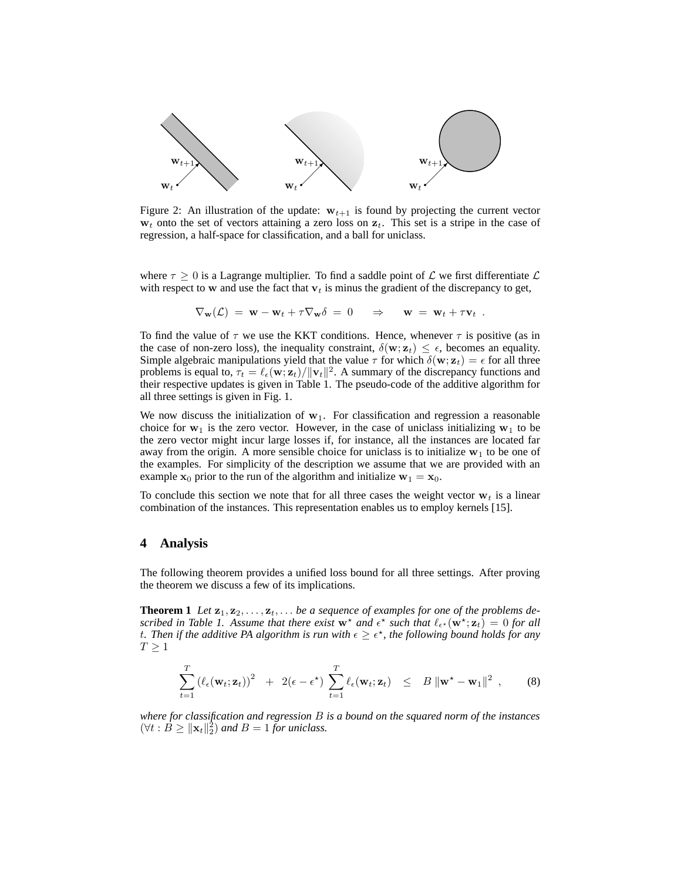Figure 2: An illustration of the update: $\mathbf{w}_{t+1}$ is found by projecting the current vector $\mathbf{w}_t$ onto the set of vectors attaining a zero loss on $\mathbf{z}_t$. This set is a stripe in the case of regression, a half-space for classification, and a ball for uniclass.

where $\tau \geq 0$ is a Lagrange multiplier. To find a saddle point of $\mathcal{L}$ we first differentiate $\mathcal{L}$ with respect to $\mathbf{w}$ and use the fact that $\mathbf{v}_t$ is minus the gradient of the discrepancy to get,

$$\nabla_{\mathbf{w}}(\mathcal{L}) \;=\; \mathbf{w} - \mathbf{w}_t + \tau \nabla_{\mathbf{w}} \delta \;=\; 0 \quad\quad \Rightarrow \quad\quad \mathbf{w} \;=\; \mathbf{w}_t + \tau \mathbf{v}_t \;\; .$$

To find the value of $\tau$ we use the KKT conditions. Hence, whenever $\tau$ is positive (as in the case of non-zero loss), the inequality constraint, $\delta(\mathbf{w}; \mathbf{z}_t) \leq \epsilon$, becomes an equality. Simple algebraic manipulations yield that the value $\tau$ for which $\delta(\mathbf{w}; \mathbf{z}_t) = \epsilon$ for all three problems is equal to, $\tau_t = \ell_\epsilon(\mathbf{w}; \mathbf{z}_t)/\|\mathbf{v}_t\|^2$. A summary of the discrepancy functions and their respective updates is given in Table 1. The pseudo-code of the additive algorithm for all three settings is given in Fig. 1.

We now discuss the initialization of $\mathbf{w}_1$. For classification and regression a reasonable choice for $\mathbf{w}_1$ is the zero vector. However, in the case of uniclass initializing $\mathbf{w}_1$ to be the zero vector might incur large losses if, for instance, all the instances are located far away from the origin. A more sensible choice for uniclass is to initialize $\mathbf{w}_1$ to be one of the examples. For simplicity of the description we assume that we are provided with an example $\mathbf{x}_0$ prior to the run of the algorithm and initialize $\mathbf{w}_1 = \mathbf{x}_0$.

To conclude this section we note that for all three cases the weight vector $\mathbf{w}_t$ is a linear combination of the instances. This representation enables us to employ kernels [15].

## 4 Analysis

The following theorem provides a unified loss bound for all three settings. After proving the theorem we discuss a few of its implications.

**Theorem 1** *Let $\mathbf{z}_1, \mathbf{z}_2, \ldots, \mathbf{z}_t, \ldots$ be a sequence of examples for one of the problems described in Table 1. Assume that there exist $\mathbf{w}^\star$ and $\epsilon^\star$ such that $\ell_{\epsilon^\star}(\mathbf{w}^\star; \mathbf{z}_t) = 0$ for all $t$. Then if the additive PA algorithm is run with $\epsilon \geq \epsilon^\star$, the following bound holds for any $T \geq 1$*

$$\sum_{t=1}^{T} \left(\ell_\epsilon(\mathbf{w}_t; \mathbf{z}_t)\right)^2 \;\;+\;\; 2(\epsilon - \epsilon^\star) \sum_{t=1}^{T} \ell_\epsilon(\mathbf{w}_t; \mathbf{z}_t) \;\;\leq\;\; B \left\|\mathbf{w}^\star - \mathbf{w}_1\right\|^2 \;, \qquad (8)$$

*where for classification and regression $B$ is a bound on the squared norm of the instances ($\forall t : B \geq \|\mathbf{x}_t\|_2^2$) and $B = 1$ for uniclass.*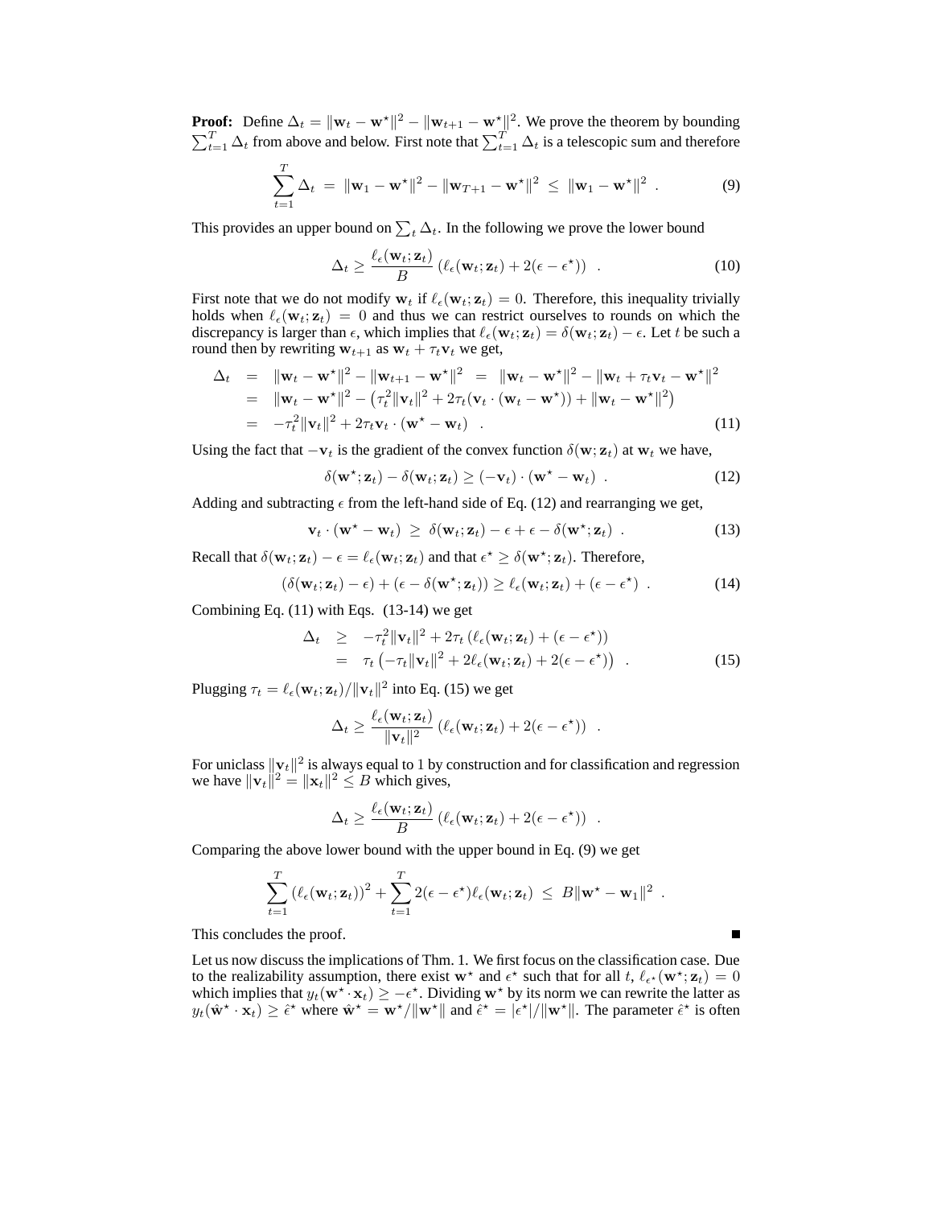**Proof:** Define $\Delta_t = \|\mathbf{w}_t - \mathbf{w}^\star\|^2 - \|\mathbf{w}_{t+1} - \mathbf{w}^\star\|^2$. We prove the theorem by bounding $\sum_{t=1}^T \Delta_t$ from above and below. First note that $\sum_{t=1}^T \Delta_t$ is a telescopic sum and therefore

$$\sum_{t=1}^{T} \Delta_t \;=\; \|\mathbf{w}_1 - \mathbf{w}^\star\|^2 - \|\mathbf{w}_{T+1} - \mathbf{w}^\star\|^2 \;\leq\; \|\mathbf{w}_1 - \mathbf{w}^\star\|^2 \ . \tag{9}$$

This provides an upper bound on $\sum_t \Delta_t$. In the following we prove the lower bound

$$\Delta_t \geq \frac{\ell_\epsilon(\mathbf{w}_t; \mathbf{z}_t)}{B} \left(\ell_\epsilon(\mathbf{w}_t; \mathbf{z}_t) + 2(\epsilon - \epsilon^\star)\right) \ . \tag{10}$$

First note that we do not modify $\mathbf{w}_t$ if $\ell_\epsilon(\mathbf{w}_t; \mathbf{z}_t) = 0$. Therefore, this inequality trivially holds when $\ell_\epsilon(\mathbf{w}_t; \mathbf{z}_t) = 0$ and thus we can restrict ourselves to rounds on which the discrepancy is larger than $\epsilon$, which implies that $\ell_\epsilon(\mathbf{w}_t; \mathbf{z}_t) = \delta(\mathbf{w}_t; \mathbf{z}_t) - \epsilon$. Let $t$ be such a round then by rewriting $\mathbf{w}_{t+1}$ as $\mathbf{w}_t + \tau_t \mathbf{v}_t$ we get,

$$\begin{aligned}
\Delta_t &= \|\mathbf{w}_t - \mathbf{w}^\star\|^2 - \|\mathbf{w}_{t+1} - \mathbf{w}^\star\|^2 \;=\; \|\mathbf{w}_t - \mathbf{w}^\star\|^2 - \|\mathbf{w}_t + \tau_t \mathbf{v}_t - \mathbf{w}^\star\|^2 \\
&= \|\mathbf{w}_t - \mathbf{w}^\star\|^2 - \left(\tau_t^2 \|\mathbf{v}_t\|^2 + 2\tau_t(\mathbf{v}_t \cdot (\mathbf{w}_t - \mathbf{w}^\star)) + \|\mathbf{w}_t - \mathbf{w}^\star\|^2\right) \\
&= -\tau_t^2 \|\mathbf{v}_t\|^2 + 2\tau_t \mathbf{v}_t \cdot (\mathbf{w}^\star - \mathbf{w}_t) \ .
\end{aligned} \tag{11}$$

Using the fact that $-\mathbf{v}_t$ is the gradient of the convex function $\delta(\mathbf{w}; \mathbf{z}_t)$ at $\mathbf{w}_t$ we have,

$$\delta(\mathbf{w}^\star; \mathbf{z}_t) - \delta(\mathbf{w}_t; \mathbf{z}_t) \geq (-\mathbf{v}_t) \cdot (\mathbf{w}^\star - \mathbf{w}_t) \ . \tag{12}$$

Adding and subtracting $\epsilon$ from the left-hand side of Eq. (12) and rearranging we get,

$$\mathbf{v}_t \cdot (\mathbf{w}^\star - \mathbf{w}_t) \;\geq\; \delta(\mathbf{w}_t; \mathbf{z}_t) - \epsilon + \epsilon - \delta(\mathbf{w}^\star; \mathbf{z}_t) \ . \tag{13}$$

Recall that $\delta(\mathbf{w}_t; \mathbf{z}_t) - \epsilon = \ell_\epsilon(\mathbf{w}_t; \mathbf{z}_t)$ and that $\epsilon^\star \geq \delta(\mathbf{w}^\star; \mathbf{z}_t)$. Therefore,

$$(\delta(\mathbf{w}_t; \mathbf{z}_t) - \epsilon) + (\epsilon - \delta(\mathbf{w}^\star; \mathbf{z}_t)) \geq \ell_\epsilon(\mathbf{w}_t; \mathbf{z}_t) + (\epsilon - \epsilon^\star) \ . \tag{14}$$

Combining Eq. (11) with Eqs. (13-14) we get

$$\begin{aligned}
\Delta_t &\geq -\tau_t^2 \|\mathbf{v}_t\|^2 + 2\tau_t \left(\ell_\epsilon(\mathbf{w}_t; \mathbf{z}_t) + (\epsilon - \epsilon^\star)\right) \\
&= \tau_t \left(-\tau_t \|\mathbf{v}_t\|^2 + 2\ell_\epsilon(\mathbf{w}_t; \mathbf{z}_t) + 2(\epsilon - \epsilon^\star)\right) \ .
\end{aligned} \tag{15}$$

Plugging $\tau_t = \ell_\epsilon(\mathbf{w}_t; \mathbf{z}_t)/\|\mathbf{v}_t\|^2$ into Eq. (15) we get

$$\Delta_t \geq \frac{\ell_\epsilon(\mathbf{w}_t; \mathbf{z}_t)}{\|\mathbf{v}_t\|^2} \left(\ell_\epsilon(\mathbf{w}_t; \mathbf{z}_t) + 2(\epsilon - \epsilon^\star)\right) \ .$$

For uniclass $\|\mathbf{v}_t\|^2$ is always equal to 1 by construction and for classification and regression we have $\|\mathbf{v}_t\|^2 = \|\mathbf{x}_t\|^2 \leq B$ which gives,

$$\Delta_t \geq \frac{\ell_\epsilon(\mathbf{w}_t; \mathbf{z}_t)}{B} \left(\ell_\epsilon(\mathbf{w}_t; \mathbf{z}_t) + 2(\epsilon - \epsilon^\star)\right) \ .$$

Comparing the above lower bound with the upper bound in Eq. (9) we get

$$\sum_{t=1}^{T} \left(\ell_\epsilon(\mathbf{w}_t; \mathbf{z}_t)\right)^2 + \sum_{t=1}^{T} 2(\epsilon - \epsilon^\star) \ell_\epsilon(\mathbf{w}_t; \mathbf{z}_t) \;\leq\; B \|\mathbf{w}^\star - \mathbf{w}_1\|^2 \ .$$

This concludes the proof. ∎

Let us now discuss the implications of Thm. 1. We first focus on the classification case. Due to the realizability assumption, there exist $\mathbf{w}^\star$ and $\epsilon^\star$ such that for all $t$, $\ell_{\epsilon^\star}(\mathbf{w}^\star; \mathbf{z}_t) = 0$ which implies that $y_t(\mathbf{w}^\star \cdot \mathbf{x}_t) \geq -\epsilon^\star$. Dividing $\mathbf{w}^\star$ by its norm we can rewrite the latter as $y_t(\hat{\mathbf{w}}^\star \cdot \mathbf{x}_t) \geq \hat{\epsilon}^\star$ where $\hat{\mathbf{w}}^\star = \mathbf{w}^\star/\|\mathbf{w}^\star\|$ and $\hat{\epsilon}^\star = |\epsilon^\star|/\|\mathbf{w}^\star\|$. The parameter $\hat{\epsilon}^\star$ is often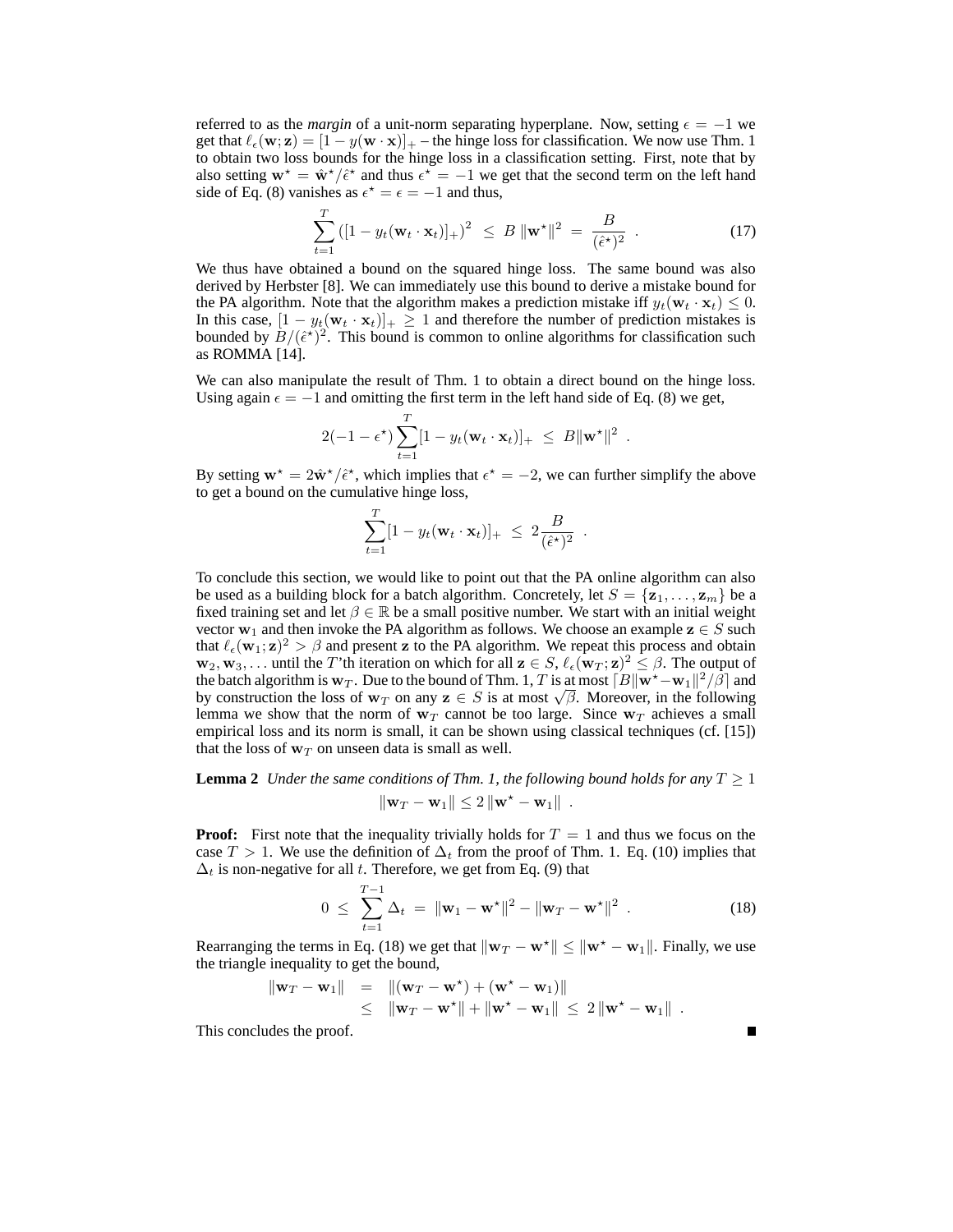referred to as the *margin* of a unit-norm separating hyperplane. Now, setting $\epsilon = -1$ we get that $\ell_\epsilon(\mathbf{w}; \mathbf{z}) = [1 - y(\mathbf{w} \cdot \mathbf{x})]_+$ – the hinge loss for classification. We now use Thm. 1 to obtain two loss bounds for the hinge loss in a classification setting. First, note that by also setting $\mathbf{w}^\star = \hat{\mathbf{w}}^\star / \hat{\epsilon}^\star$ and thus $\epsilon^\star = -1$ we get that the second term on the left hand side of Eq. (8) vanishes as $\epsilon^\star = \epsilon = -1$ and thus,

$$\sum_{t=1}^{T} \left([1 - y_t(\mathbf{w}_t \cdot \mathbf{x}_t)]_+\right)^2 \;\le\; B\,\|\mathbf{w}^\star\|^2 \;=\; \frac{B}{(\hat{\epsilon}^\star)^2} \quad . \tag{17}$$

We thus have obtained a bound on the squared hinge loss. The same bound was also derived by Herbster [8]. We can immediately use this bound to derive a mistake bound for the PA algorithm. Note that the algorithm makes a prediction mistake iff $y_t(\mathbf{w}_t \cdot \mathbf{x}_t) \le 0$. In this case, $[1 - y_t(\mathbf{w}_t \cdot \mathbf{x}_t)]_+ \ge 1$ and therefore the number of prediction mistakes is bounded by $B/(\hat{\epsilon}^\star)^2$. This bound is common to online algorithms for classification such as ROMMA [14].

We can also manipulate the result of Thm. 1 to obtain a direct bound on the hinge loss. Using again $\epsilon = -1$ and omitting the first term in the left hand side of Eq. (8) we get,

$$2(-1 - \epsilon^\star) \sum_{t=1}^{T} [1 - y_t(\mathbf{w}_t \cdot \mathbf{x}_t)]_+ \;\le\; B\|\mathbf{w}^\star\|^2 \quad .$$

By setting $\mathbf{w}^\star = 2\hat{\mathbf{w}}^\star / \hat{\epsilon}^\star$, which implies that $\epsilon^\star = -2$, we can further simplify the above to get a bound on the cumulative hinge loss,

$$\sum_{t=1}^{T} [1 - y_t(\mathbf{w}_t \cdot \mathbf{x}_t)]_+ \;\le\; 2\frac{B}{(\hat{\epsilon}^\star)^2} \quad .$$

To conclude this section, we would like to point out that the PA online algorithm can also be used as a building block for a batch algorithm. Concretely, let $S = \{\mathbf{z}_1, \ldots, \mathbf{z}_m\}$ be a fixed training set and let $\beta \in \mathbb{R}$ be a small positive number. We start with an initial weight vector $\mathbf{w}_1$ and then invoke the PA algorithm as follows. We choose an example $\mathbf{z} \in S$ such that $\ell_\epsilon(\mathbf{w}_1; \mathbf{z})^2 > \beta$ and present $\mathbf{z}$ to the PA algorithm. We repeat this process and obtain $\mathbf{w}_2, \mathbf{w}_3, \ldots$ until the $T$'th iteration on which for all $\mathbf{z} \in S$, $\ell_\epsilon(\mathbf{w}_T; \mathbf{z})^2 \le \beta$. The output of the batch algorithm is $\mathbf{w}_T$. Due to the bound of Thm. 1, $T$ is at most $\lceil B\|\mathbf{w}^\star - \mathbf{w}_1\|^2 / \beta \rceil$ and by construction the loss of $\mathbf{w}_T$ on any $\mathbf{z} \in S$ is at most $\sqrt{\beta}$. Moreover, in the following lemma we show that the norm of $\mathbf{w}_T$ cannot be too large. Since $\mathbf{w}_T$ achieves a small empirical loss and its norm is small, it can be shown using classical techniques (cf. [15]) that the loss of $\mathbf{w}_T$ on unseen data is small as well.

**Lemma 2** *Under the same conditions of Thm. 1, the following bound holds for any $T \ge 1$*

$$\|\mathbf{w}_T - \mathbf{w}_1\| \le 2\,\|\mathbf{w}^\star - \mathbf{w}_1\| \quad .$$

**Proof:** First note that the inequality trivially holds for $T = 1$ and thus we focus on the case $T > 1$. We use the definition of $\Delta_t$ from the proof of Thm. 1. Eq. (10) implies that $\Delta_t$ is non-negative for all $t$. Therefore, we get from Eq. (9) that

$$0 \;\le\; \sum_{t=1}^{T-1} \Delta_t \;=\; \|\mathbf{w}_1 - \mathbf{w}^\star\|^2 - \|\mathbf{w}_T - \mathbf{w}^\star\|^2 \quad . \tag{18}$$

Rearranging the terms in Eq. (18) we get that $\|\mathbf{w}_T - \mathbf{w}^\star\| \le \|\mathbf{w}^\star - \mathbf{w}_1\|$. Finally, we use the triangle inequality to get the bound,

$$\begin{aligned}
\|\mathbf{w}_T - \mathbf{w}_1\| &= \|(\mathbf{w}_T - \mathbf{w}^\star) + (\mathbf{w}^\star - \mathbf{w}_1)\| \\
&\le \|\mathbf{w}_T - \mathbf{w}^\star\| + \|\mathbf{w}^\star - \mathbf{w}_1\| \;\le\; 2\,\|\mathbf{w}^\star - \mathbf{w}_1\| \quad .
\end{aligned}$$

This concludes the proof. ∎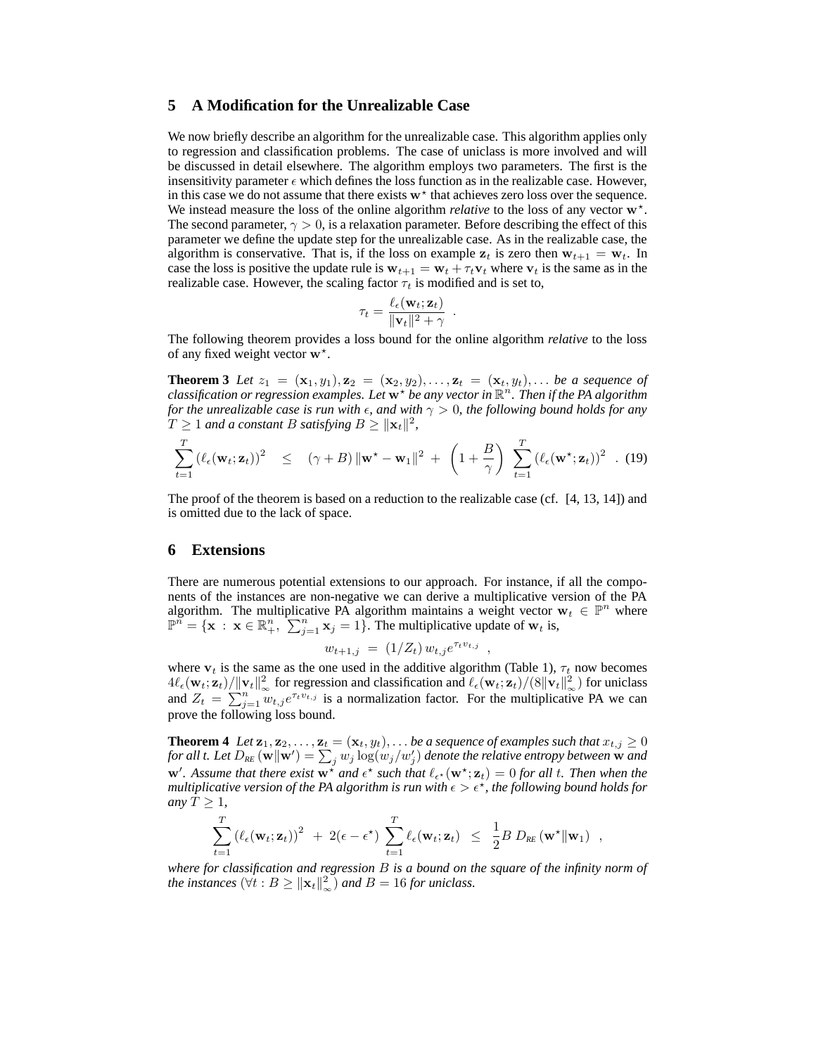## 5 A Modification for the Unrealizable Case

We now briefly describe an algorithm for the unrealizable case. This algorithm applies only to regression and classification problems. The case of uniclass is more involved and will be discussed in detail elsewhere. The algorithm employs two parameters. The first is the insensitivity parameter $\epsilon$ which defines the loss function as in the realizable case. However, in this case we do not assume that there exists $\mathbf{w}^\star$ that achieves zero loss over the sequence. We instead measure the loss of the online algorithm *relative* to the loss of any vector $\mathbf{w}^\star$. The second parameter, $\gamma > 0$, is a relaxation parameter. Before describing the effect of this parameter we define the update step for the unrealizable case. As in the realizable case, the algorithm is conservative. That is, if the loss on example $\mathbf{z}_t$ is zero then $\mathbf{w}_{t+1} = \mathbf{w}_t$. In case the loss is positive the update rule is $\mathbf{w}_{t+1} = \mathbf{w}_t + \tau_t \mathbf{v}_t$ where $\mathbf{v}_t$ is the same as in the realizable case. However, the scaling factor $\tau_t$ is modified and is set to,

$$\tau_t = \frac{\ell_\epsilon(\mathbf{w}_t; \mathbf{z}_t)}{\|\mathbf{v}_t\|^2 + \gamma} \ .$$

The following theorem provides a loss bound for the online algorithm *relative* to the loss of any fixed weight vector $\mathbf{w}^\star$.

**Theorem 3** *Let $z_1 = (\mathbf{x}_1, y_1), \mathbf{z}_2 = (\mathbf{x}_2, y_2), \ldots, \mathbf{z}_t = (\mathbf{x}_t, y_t), \ldots$ be a sequence of classification or regression examples. Let $\mathbf{w}^\star$ be any vector in $\mathbb{R}^n$. Then if the PA algorithm for the unrealizable case is run with $\epsilon$, and with $\gamma > 0$, the following bound holds for any $T \geq 1$ and a constant $B$ satisfying $B \geq \|\mathbf{x}_t\|^2$,*

$$\sum_{t=1}^{T} \left(\ell_\epsilon(\mathbf{w}_t; \mathbf{z}_t)\right)^2 \quad \leq \quad (\gamma + B)\,\|\mathbf{w}^\star - \mathbf{w}_1\|^2 \; + \; \left(1 + \frac{B}{\gamma}\right) \sum_{t=1}^{T} \left(\ell_\epsilon(\mathbf{w}^\star; \mathbf{z}_t)\right)^2 \ . \quad (19)$$

The proof of the theorem is based on a reduction to the realizable case (cf. [4, 13, 14]) and is omitted due to the lack of space.

## 6 Extensions

There are numerous potential extensions to our approach. For instance, if all the components of the instances are non-negative we can derive a multiplicative version of the PA algorithm. The multiplicative PA algorithm maintains a weight vector $\mathbf{w}_t \in \mathbb{P}^n$ where $\mathbb{P}^n = \{\mathbf{x} \,:\, \mathbf{x} \in \mathbb{R}^n_+,\ \sum_{j=1}^n \mathbf{x}_j = 1\}$. The multiplicative update of $\mathbf{w}_t$ is,

$$w_{t+1,j} \;=\; (1/Z_t)\, w_{t,j} e^{\tau_t v_{t,j}} \ ,$$

where $\mathbf{v}_t$ is the same as the one used in the additive algorithm (Table 1), $\tau_t$ now becomes $4\ell_\epsilon(\mathbf{w}_t; \mathbf{z}_t)/\|\mathbf{v}_t\|_\infty^2$ for regression and classification and $\ell_\epsilon(\mathbf{w}_t; \mathbf{z}_t)/(8\|\mathbf{v}_t\|_\infty^2)$ for uniclass and $Z_t = \sum_{j=1}^n w_{t,j} e^{\tau_t v_{t,j}}$ is a normalization factor. For the multiplicative PA we can prove the following loss bound.

**Theorem 4** *Let $\mathbf{z}_1, \mathbf{z}_2, \ldots, \mathbf{z}_t = (\mathbf{x}_t, y_t), \ldots$ be a sequence of examples such that $x_{t,j} \geq 0$ for all $t$. Let $D_{RE}(\mathbf{w}\|\mathbf{w}') = \sum_j w_j \log(w_j/w'_j)$ denote the relative entropy between $\mathbf{w}$ and $\mathbf{w}'$. Assume that there exist $\mathbf{w}^\star$ and $\epsilon^\star$ such that $\ell_{\epsilon^\star}(\mathbf{w}^\star; \mathbf{z}_t) = 0$ for all $t$. Then when the multiplicative version of the PA algorithm is run with $\epsilon > \epsilon^\star$, the following bound holds for any $T \geq 1$,*

$$\sum_{t=1}^{T} \left(\ell_\epsilon(\mathbf{w}_t; \mathbf{z}_t)\right)^2 \; + \; 2(\epsilon - \epsilon^\star) \sum_{t=1}^{T} \ell_\epsilon(\mathbf{w}_t; \mathbf{z}_t) \;\; \leq \;\; \frac{1}{2} B \; D_{RE}(\mathbf{w}^\star \| \mathbf{w}_1) \ ,$$

*where for classification and regression $B$ is a bound on the square of the infinity norm of the instances ($\forall t : B \geq \|\mathbf{x}_t\|_\infty^2$) and $B = 16$ for uniclass.*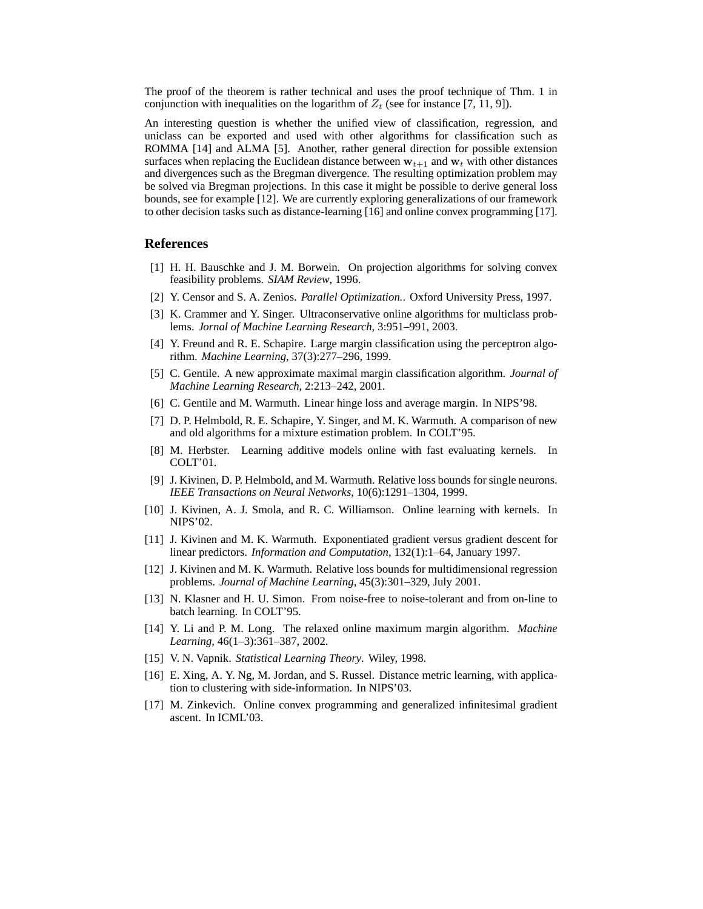The proof of the theorem is rather technical and uses the proof technique of Thm. 1 in conjunction with inequalities on the logarithm of $Z_t$ (see for instance [7, 11, 9]).

An interesting question is whether the unified view of classification, regression, and uniclass can be exported and used with other algorithms for classification such as ROMMA [14] and ALMA [5]. Another, rather general direction for possible extension surfaces when replacing the Euclidean distance between $\mathbf{w}_{t+1}$ and $\mathbf{w}_t$ with other distances and divergences such as the Bregman divergence. The resulting optimization problem may be solved via Bregman projections. In this case it might be possible to derive general loss bounds, see for example [12]. We are currently exploring generalizations of our framework to other decision tasks such as distance-learning [16] and online convex programming [17].

## References

[1] H. H. Bauschke and J. M. Borwein. On projection algorithms for solving convex feasibility problems. *SIAM Review*, 1996.

[2] Y. Censor and S. A. Zenios. *Parallel Optimization.*. Oxford University Press, 1997.

[3] K. Crammer and Y. Singer. Ultraconservative online algorithms for multiclass problems. *Jornal of Machine Learning Research*, 3:951–991, 2003.

[4] Y. Freund and R. E. Schapire. Large margin classification using the perceptron algorithm. *Machine Learning*, 37(3):277–296, 1999.

[5] C. Gentile. A new approximate maximal margin classification algorithm. *Journal of Machine Learning Research*, 2:213–242, 2001.

[6] C. Gentile and M. Warmuth. Linear hinge loss and average margin. In NIPS'98.

[7] D. P. Helmbold, R. E. Schapire, Y. Singer, and M. K. Warmuth. A comparison of new and old algorithms for a mixture estimation problem. In COLT'95.

[8] M. Herbster. Learning additive models online with fast evaluating kernels. In COLT'01.

[9] J. Kivinen, D. P. Helmbold, and M. Warmuth. Relative loss bounds for single neurons. *IEEE Transactions on Neural Networks*, 10(6):1291–1304, 1999.

[10] J. Kivinen, A. J. Smola, and R. C. Williamson. Online learning with kernels. In NIPS'02.

[11] J. Kivinen and M. K. Warmuth. Exponentiated gradient versus gradient descent for linear predictors. *Information and Computation*, 132(1):1–64, January 1997.

[12] J. Kivinen and M. K. Warmuth. Relative loss bounds for multidimensional regression problems. *Journal of Machine Learning*, 45(3):301–329, July 2001.

[13] N. Klasner and H. U. Simon. From noise-free to noise-tolerant and from on-line to batch learning. In COLT'95.

[14] Y. Li and P. M. Long. The relaxed online maximum margin algorithm. *Machine Learning*, 46(1–3):361–387, 2002.

[15] V. N. Vapnik. *Statistical Learning Theory*. Wiley, 1998.

[16] E. Xing, A. Y. Ng, M. Jordan, and S. Russel. Distance metric learning, with application to clustering with side-information. In NIPS'03.

[17] M. Zinkevich. Online convex programming and generalized infinitesimal gradient ascent. In ICML'03.